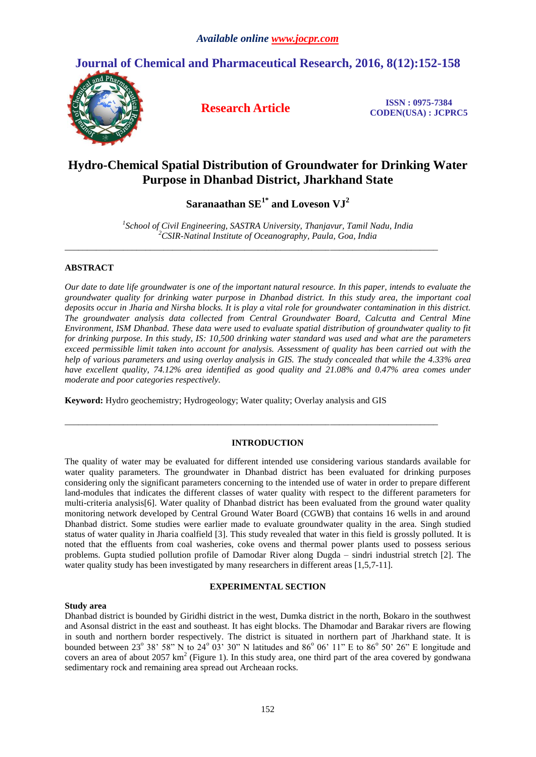*Available online www.jocpr.com*

# Journal of Chemical and Pharmaceutical Research, 2016, 8(12):152-158

**Research Article**

**ISSN : 0975-7384**
**CODEN(USA) : JCPRC5**

# Hydro-Chemical Spatial Distribution of Groundwater for Drinking Water Purpose in Dhanbad District, Jharkhand State

**Saranaathan SE[1*] and Loveson VJ[2]**

*[1]School of Civil Engineering, SASTRA University, Thanjavur, Tamil Nadu, India*
*[2]CSIR-Natinal Institute of Oceanography, Paula, Goa, India*

---

## ABSTRACT

*Our date to date life groundwater is one of the important natural resource. In this paper, intends to evaluate the groundwater quality for drinking water purpose in Dhanbad district. In this study area, the important coal deposits occur in Jharia and Nirsha blocks. It is play a vital role for groundwater contamination in this district. The groundwater analysis data collected from Central Groundwater Board, Calcutta and Central Mine Environment, ISM Dhanbad. These data were used to evaluate spatial distribution of groundwater quality to fit for drinking purpose. In this study, IS: 10,500 drinking water standard was used and what are the parameters exceed permissible limit taken into account for analysis. Assessment of quality has been carried out with the help of various parameters and using overlay analysis in GIS. The study concealed that while the 4.33% area have excellent quality, 74.12% area identified as good quality and 21.08% and 0.47% area comes under moderate and poor categories respectively.*

**Keyword:** Hydro geochemistry; Hydrogeology; Water quality; Overlay analysis and GIS

---

## INTRODUCTION

The quality of water may be evaluated for different intended use considering various standards available for water quality parameters. The groundwater in Dhanbad district has been evaluated for drinking purposes considering only the significant parameters concerning to the intended use of water in order to prepare different land-modules that indicates the different classes of water quality with respect to the different parameters for multi-criteria analysis[6]. Water quality of Dhanbad district has been evaluated from the ground water quality monitoring network developed by Central Ground Water Board (CGWB) that contains 16 wells in and around Dhanbad district. Some studies were earlier made to evaluate groundwater quality in the area. Singh studied status of water quality in Jharia coalfield [3]. This study revealed that water in this field is grossly polluted. It is noted that the effluents from coal washeries, coke ovens and thermal power plants used to possess serious problems. Gupta studied pollution profile of Damodar River along Dugda – sindri industrial stretch [2]. The water quality study has been investigated by many researchers in different areas [1,5,7-11].

## EXPERIMENTAL SECTION

### Study area

Dhanbad district is bounded by Giridhi district in the west, Dumka district in the north, Bokaro in the southwest and Asonsal district in the east and southeast. It has eight blocks. The Dhamodar and Barakar rivers are flowing in south and northern border respectively. The district is situated in northern part of Jharkhand state. It is bounded between 23° 38' 58" N to 24° 03' 30" N latitudes and 86° 06' 11" E to 86° 50' 26" E longitude and covers an area of about 2057 km$^2$ (Figure 1). In this study area, one third part of the area covered by gondwana sedimentary rock and remaining area spread out Archeaan rocks.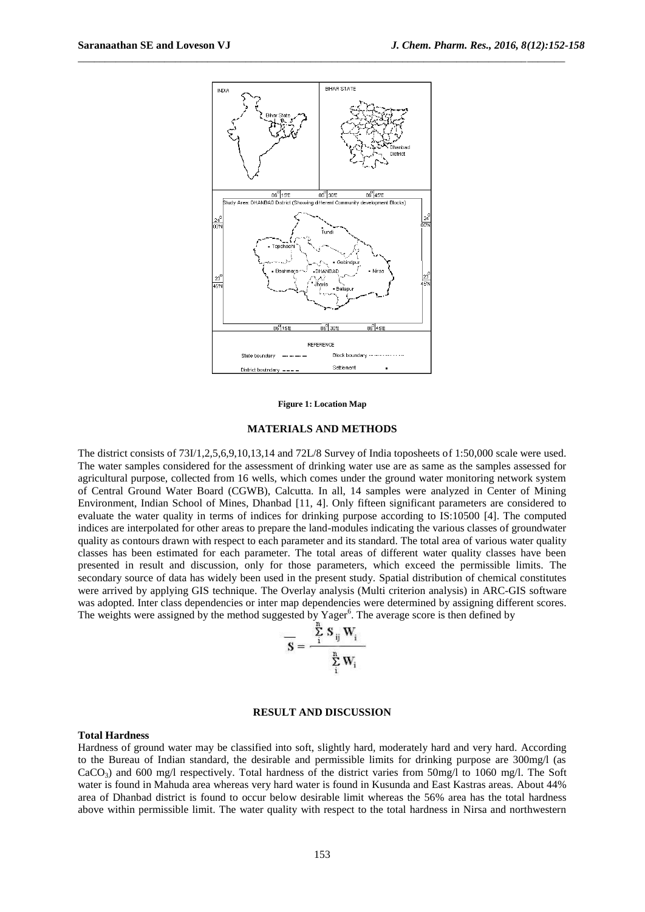**Figure 1: Location Map**

## MATERIALS AND METHODS

The district consists of 73I/1,2,5,6,9,10,13,14 and 72L/8 Survey of India toposheets of 1:50,000 scale were used. The water samples considered for the assessment of drinking water use are as same as the samples assessed for agricultural purpose, collected from 16 wells, which comes under the ground water monitoring network system of Central Ground Water Board (CGWB), Calcutta. In all, 14 samples were analyzed in Center of Mining Environment, Indian School of Mines, Dhanbad [11, 4]. Only fifteen significant parameters are considered to evaluate the water quality in terms of indices for drinking purpose according to IS:10500 [4]. The computed indices are interpolated for other areas to prepare the land-modules indicating the various classes of groundwater quality as contours drawn with respect to each parameter and its standard. The total area of various water quality classes has been estimated for each parameter. The total areas of different water quality classes have been presented in result and discussion, only for those parameters, which exceed the permissible limits. The secondary source of data has widely been used in the present study. Spatial distribution of chemical constitutes were arrived by applying GIS technique. The Overlay analysis (Multi criterion analysis) in ARC-GIS software was adopted. Inter class dependencies or inter map dependencies were determined by assigning different scores. The weights were assigned by the method suggested by Yager[6]. The average score is then defined by

$$\overline{S} = \frac{\sum_{i}^{n} S_{ij} W_i}{\sum_{i}^{n} W_i}$$

## RESULT AND DISCUSSION

### Total Hardness

Hardness of ground water may be classified into soft, slightly hard, moderately hard and very hard. According to the Bureau of Indian standard, the desirable and permissible limits for drinking purpose are 300mg/l (as $CaCO_3$) and 600 mg/l respectively. Total hardness of the district varies from 50mg/l to 1060 mg/l. The Soft water is found in Mahuda area whereas very hard water is found in Kusunda and East Kastras areas. About 44% area of Dhanbad district is found to occur below desirable limit whereas the 56% area has the total hardness above within permissible limit. The water quality with respect to the total hardness in Nirsa and northwestern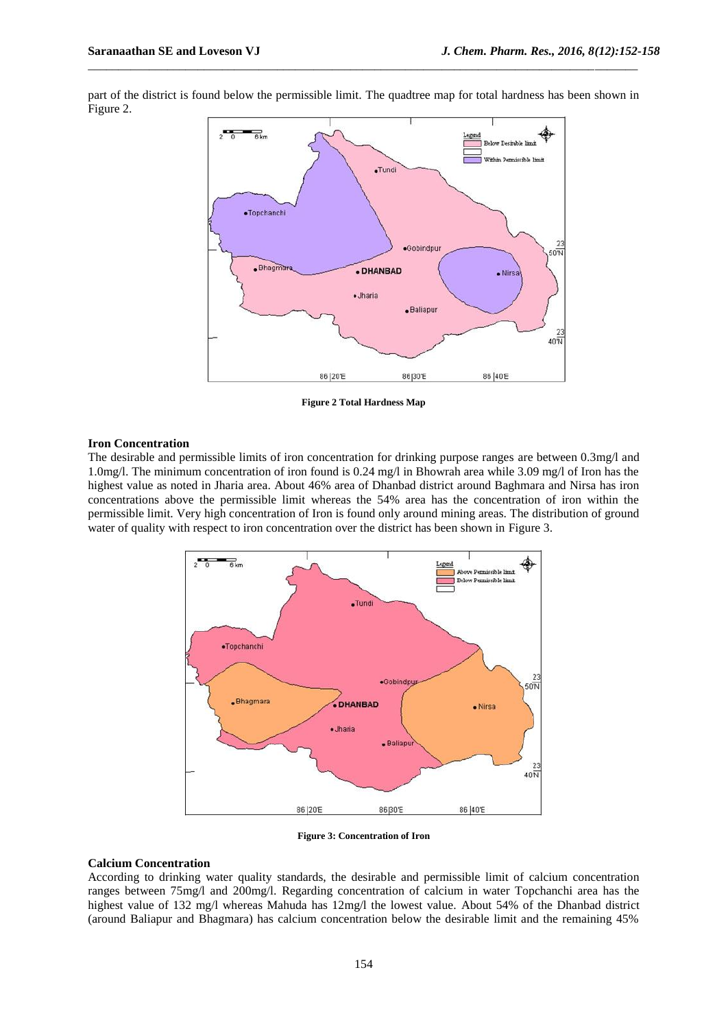part of the district is found below the permissible limit. The quadtree map for total hardness has been shown in Figure 2.

**Figure 2 Total Hardness Map**

### Iron Concentration

The desirable and permissible limits of iron concentration for drinking purpose ranges are between 0.3mg/l and 1.0mg/l. The minimum concentration of iron found is 0.24 mg/l in Bhowrah area while 3.09 mg/l of Iron has the highest value as noted in Jharia area. About 46% area of Dhanbad district around Baghmara and Nirsa has iron concentrations above the permissible limit whereas the 54% area has the concentration of iron within the permissible limit. Very high concentration of Iron is found only around mining areas. The distribution of ground water of quality with respect to iron concentration over the district has been shown in Figure 3.

**Figure 3: Concentration of Iron**

### Calcium Concentration

According to drinking water quality standards, the desirable and permissible limit of calcium concentration ranges between 75mg/l and 200mg/l. Regarding concentration of calcium in water Topchanchi area has the highest value of 132 mg/l whereas Mahuda has 12mg/l the lowest value. About 54% of the Dhanbad district (around Baliapur and Bhagmara) has calcium concentration below the desirable limit and the remaining 45%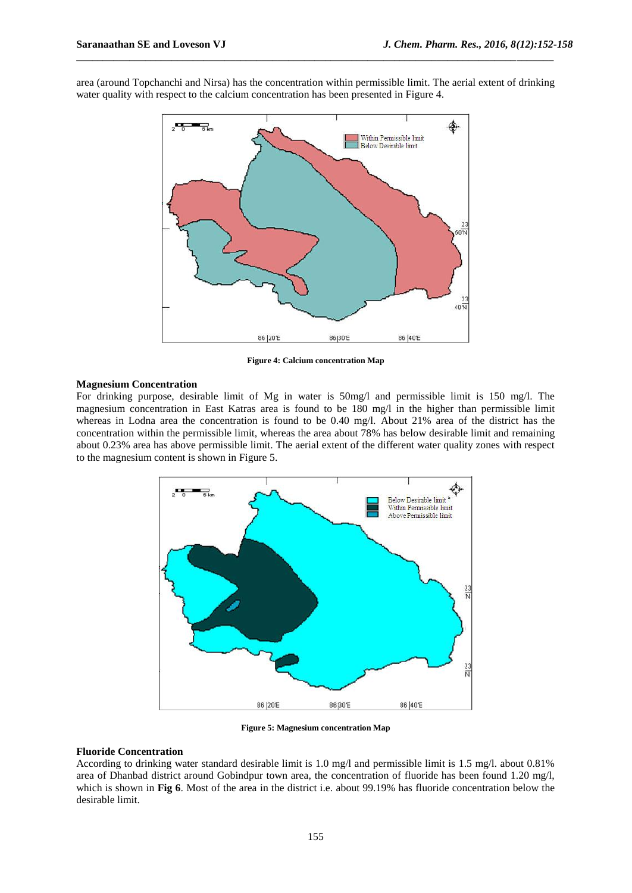area (around Topchanchi and Nirsa) has the concentration within permissible limit. The aerial extent of drinking water quality with respect to the calcium concentration has been presented in Figure 4.

**Figure 4: Calcium concentration Map**

### Magnesium Concentration

For drinking purpose, desirable limit of Mg in water is 50mg/l and permissible limit is 150 mg/l. The magnesium concentration in East Katras area is found to be 180 mg/l in the higher than permissible limit whereas in Lodna area the concentration is found to be 0.40 mg/l. About 21% area of the district has the concentration within the permissible limit, whereas the area about 78% has below desirable limit and remaining about 0.23% area has above permissible limit. The aerial extent of the different water quality zones with respect to the magnesium content is shown in Figure 5.

**Figure 5: Magnesium concentration Map**

### Fluoride Concentration

According to drinking water standard desirable limit is 1.0 mg/l and permissible limit is 1.5 mg/l. about 0.81% area of Dhanbad district around Gobindpur town area, the concentration of fluoride has been found 1.20 mg/l, which is shown in **Fig 6**. Most of the area in the district i.e. about 99.19% has fluoride concentration below the desirable limit.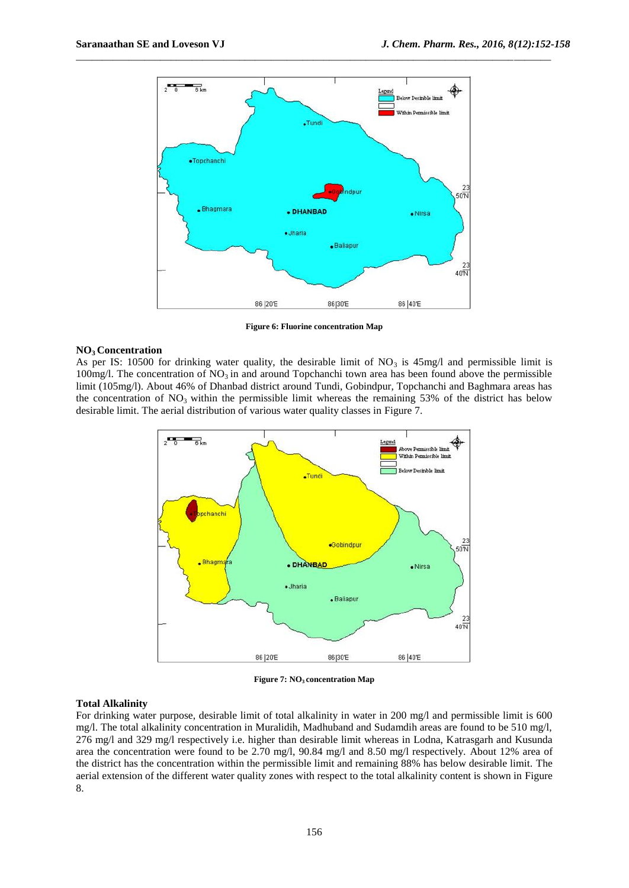Figure 6: Fluorine concentration Map

### $NO_3$ Concentration

As per IS: 10500 for drinking water quality, the desirable limit of $NO_3$ is 45mg/l and permissible limit is 100mg/l. The concentration of $NO_3$ in and around Topchanchi town area has been found above the permissible limit (105mg/l). About 46% of Dhanbad district around Tundi, Gobindpur, Topchanchi and Baghmara areas has the concentration of $NO_3$ within the permissible limit whereas the remaining 53% of the district has below desirable limit. The aerial distribution of various water quality classes in Figure 7.

Figure 7: $NO_3$ concentration Map

### Total Alkalinity

For drinking water purpose, desirable limit of total alkalinity in water in 200 mg/l and permissible limit is 600 mg/l. The total alkalinity concentration in Muralidih, Madhuband and Sudamdih areas are found to be 510 mg/l, 276 mg/l and 329 mg/l respectively i.e. higher than desirable limit whereas in Lodna, Katrasgarh and Kusunda area the concentration were found to be 2.70 mg/l, 90.84 mg/l and 8.50 mg/l respectively. About 12% area of the district has the concentration within the permissible limit and remaining 88% has below desirable limit. The aerial extension of the different water quality zones with respect to the total alkalinity content is shown in Figure 8.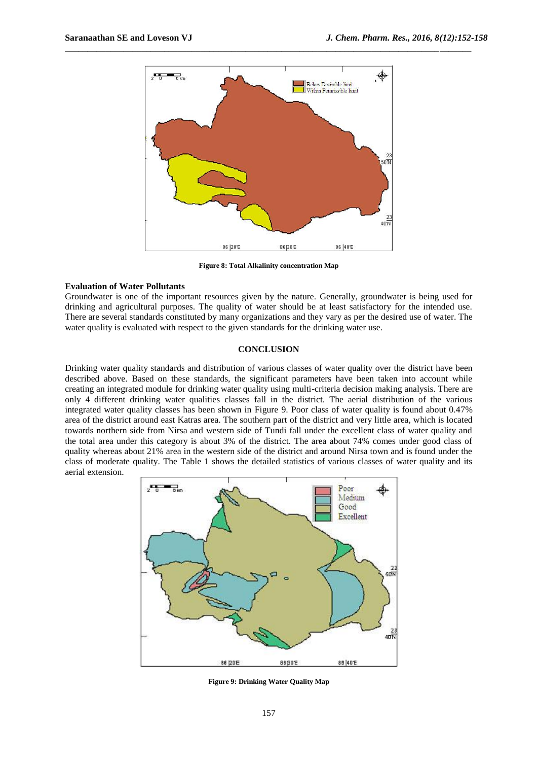Figure 8: Total Alkalinity concentration Map

**Evaluation of Water Pollutants**

Groundwater is one of the important resources given by the nature. Generally, groundwater is being used for drinking and agricultural purposes. The quality of water should be at least satisfactory for the intended use. There are several standards constituted by many organizations and they vary as per the desired use of water. The water quality is evaluated with respect to the given standards for the drinking water use.

## CONCLUSION

Drinking water quality standards and distribution of various classes of water quality over the district have been described above. Based on these standards, the significant parameters have been taken into account while creating an integrated module for drinking water quality using multi-criteria decision making analysis. There are only 4 different drinking water qualities classes fall in the district. The aerial distribution of the various integrated water quality classes has been shown in Figure 9. Poor class of water quality is found about 0.47% area of the district around east Katras area. The southern part of the district and very little area, which is located towards northern side from Nirsa and western side of Tundi fall under the excellent class of water quality and the total area under this category is about 3% of the district. The area about 74% comes under good class of quality whereas about 21% area in the western side of the district and around Nirsa town and is found under the class of moderate quality. The Table 1 shows the detailed statistics of various classes of water quality and its aerial extension.

Figure 9: Drinking Water Quality Map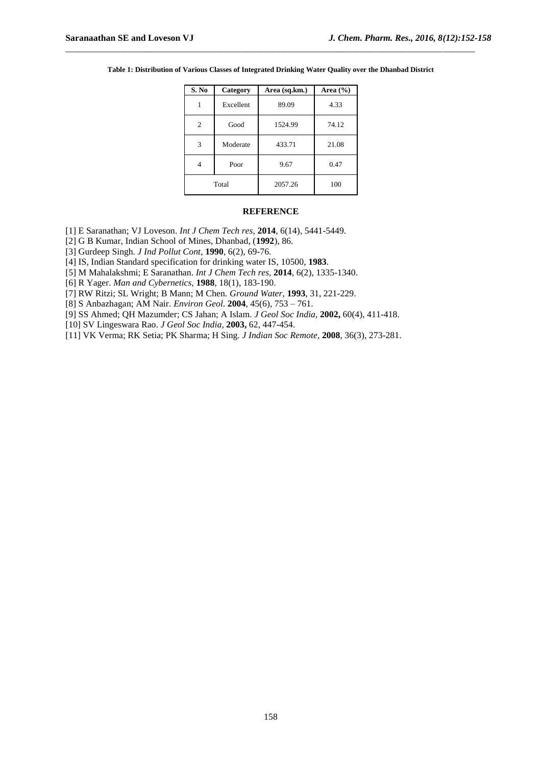**Table 1: Distribution of Various Classes of Integrated Drinking Water Quality over the Dhanbad District**

| S. No | Category | Area (sq.km.) | Area (%) |
|---|---|---|---|
| 1 | Excellent | 89.09 | 4.33 |
| 2 | Good | 1524.99 | 74.12 |
| 3 | Moderate | 433.71 | 21.08 |
| 4 | Poor | 9.67 | 0.47 |
| Total | | 2057.26 | 100 |

## REFERENCE

[1] E Saranathan; VJ Loveson. *Int J Chem Tech res*, **2014**, 6(14), 5441-5449.
[2] G B Kumar, Indian School of Mines, Dhanbad, (**1992**), 86.
[3] Gurdeep Singh. *J Ind Pollut Cont*, **1990**, 6(2), 69-76.
[4] IS, Indian Standard specification for drinking water IS, 10500, **1983**.
[5] M Mahalakshmi; E Saranathan. *Int J Chem Tech res*, **2014**, 6(2), 1335-1340.
[6] R Yager. *Man and Cybernetics*, **1988**, 18(1), 183-190.
[7] RW Ritzi; SL Wright; B Mann; M Chen. *Ground Water*, **1993**, 31, 221-229.
[8] S Anbazhagan; AM Nair. *Environ Geol.* **2004**, 45(6), 753 – 761.
[9] SS Ahmed; QH Mazumder; CS Jahan; A Islam. *J Geol Soc India*, **2002,** 60(4), 411-418.
[10] SV Lingeswara Rao. *J Geol Soc India*, **2003,** 62, 447-454.
[11] VK Verma; RK Setia; PK Sharma; H Sing. *J Indian Soc Remote*, **2008**, 36(3), 273-281.